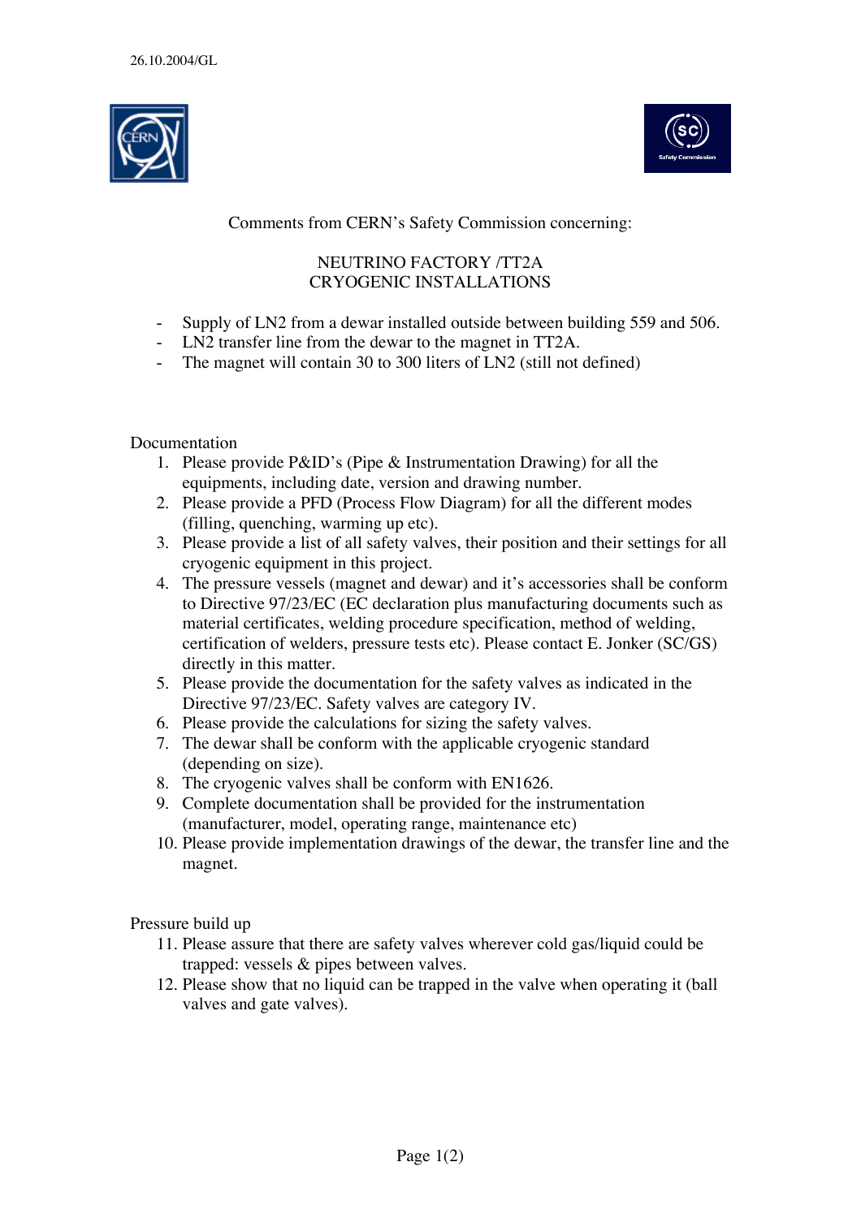26.10.2004/GL

Comments from CERN's Safety Commission concerning:

NEUTRINO FACTORY /TT2A
CRYOGENIC INSTALLATIONS

- Supply of LN2 from a dewar installed outside between building 559 and 506.
- LN2 transfer line from the dewar to the magnet in TT2A.
- The magnet will contain 30 to 300 liters of LN2 (still not defined)

Documentation

1. Please provide P&ID's (Pipe & Instrumentation Drawing) for all the equipments, including date, version and drawing number.
2. Please provide a PFD (Process Flow Diagram) for all the different modes (filling, quenching, warming up etc).
3. Please provide a list of all safety valves, their position and their settings for all cryogenic equipment in this project.
4. The pressure vessels (magnet and dewar) and it's accessories shall be conform to Directive 97/23/EC (EC declaration plus manufacturing documents such as material certificates, welding procedure specification, method of welding, certification of welders, pressure tests etc). Please contact E. Jonker (SC/GS) directly in this matter.
5. Please provide the documentation for the safety valves as indicated in the Directive 97/23/EC. Safety valves are category IV.
6. Please provide the calculations for sizing the safety valves.
7. The dewar shall be conform with the applicable cryogenic standard (depending on size).
8. The cryogenic valves shall be conform with EN1626.
9. Complete documentation shall be provided for the instrumentation (manufacturer, model, operating range, maintenance etc)
10. Please provide implementation drawings of the dewar, the transfer line and the magnet.

Pressure build up

11. Please assure that there are safety valves wherever cold gas/liquid could be trapped: vessels & pipes between valves.
12. Please show that no liquid can be trapped in the valve when operating it (ball valves and gate valves).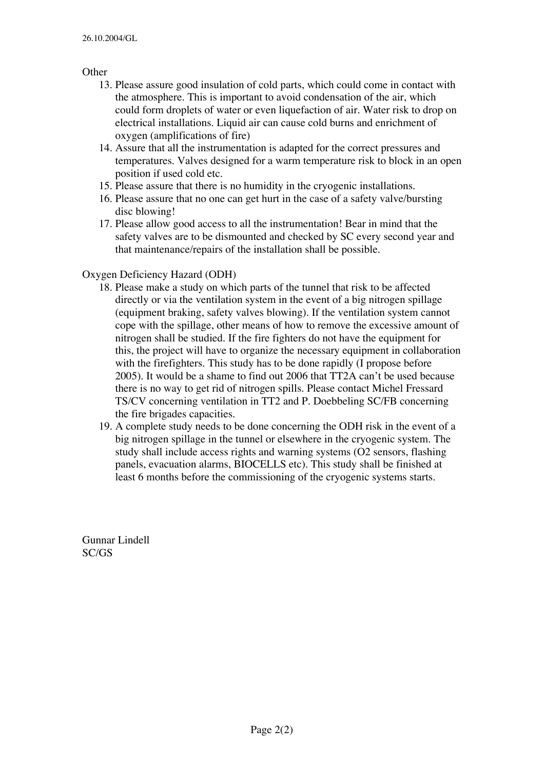Other

13. Please assure good insulation of cold parts, which could come in contact with the atmosphere. This is important to avoid condensation of the air, which could form droplets of water or even liquefaction of air. Water risk to drop on electrical installations. Liquid air can cause cold burns and enrichment of oxygen (amplifications of fire)
14. Assure that all the instrumentation is adapted for the correct pressures and temperatures. Valves designed for a warm temperature risk to block in an open position if used cold etc.
15. Please assure that there is no humidity in the cryogenic installations.
16. Please assure that no one can get hurt in the case of a safety valve/bursting disc blowing!
17. Please allow good access to all the instrumentation! Bear in mind that the safety valves are to be dismounted and checked by SC every second year and that maintenance/repairs of the installation shall be possible.

Oxygen Deficiency Hazard (ODH)

18. Please make a study on which parts of the tunnel that risk to be affected directly or via the ventilation system in the event of a big nitrogen spillage (equipment braking, safety valves blowing). If the ventilation system cannot cope with the spillage, other means of how to remove the excessive amount of nitrogen shall be studied. If the fire fighters do not have the equipment for this, the project will have to organize the necessary equipment in collaboration with the firefighters. This study has to be done rapidly (I propose before 2005). It would be a shame to find out 2006 that TT2A can't be used because there is no way to get rid of nitrogen spills. Please contact Michel Fressard TS/CV concerning ventilation in TT2 and P. Doebbeling SC/FB concerning the fire brigades capacities.
19. A complete study needs to be done concerning the ODH risk in the event of a big nitrogen spillage in the tunnel or elsewhere in the cryogenic system. The study shall include access rights and warning systems (O2 sensors, flashing panels, evacuation alarms, BIOCELLS etc). This study shall be finished at least 6 months before the commissioning of the cryogenic systems starts.

Gunnar Lindell
SC/GS